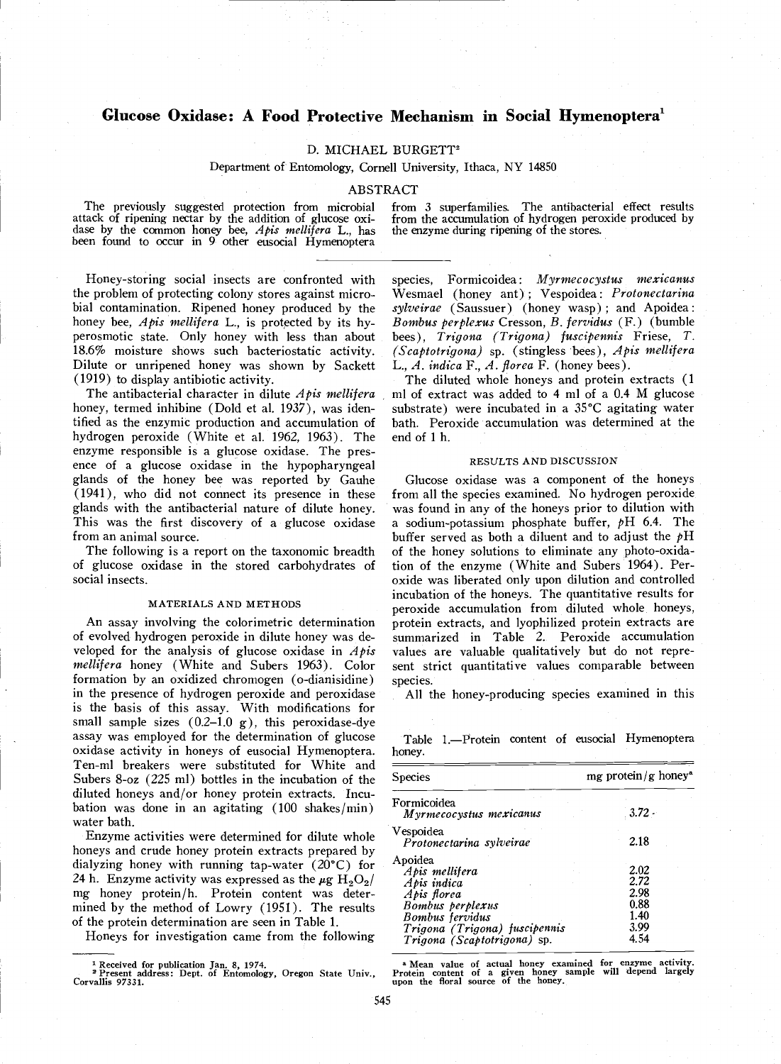# Glucose Oxidase: A Food Protective Mechanism in Social Hymenoptera[1]

D. MICHAEL BURGETT[2]

Department of Entomology, Cornell University, Ithaca, NY 14850

## ABSTRACT

The previously suggested protection from microbial attack of ripening nectar by the addition of glucose oxidase by the common honey bee, *Apis mellifera* L., has been found to occur in 9 other eusocial Hymenoptera from 3 superfamilies. The antibacterial effect results from the accumulation of hydrogen peroxide produced by the enzyme during ripening of the stores.

Honey-storing social insects are confronted with the problem of protecting colony stores against microbial contamination. Ripened honey produced by the honey bee, *Apis mellifera* L., is protected by its hyperosmotic state. Only honey with less than about 18.6% moisture shows such bacteriostatic activity. Dilute or unripened honey was shown by Sackett (1919) to display antibiotic activity.

The antibacterial character in dilute *Apis mellifera* honey, termed inhibine (Dold et al. 1937), was identified as the enzymic production and accumulation of hydrogen peroxide (White et al. 1962, 1963). The enzyme responsible is a glucose oxidase. The presence of a glucose oxidase in the hypopharyngeal glands of the honey bee was reported by Gauhe (1941), who did not connect its presence in these glands with the antibacterial nature of dilute honey. This was the first discovery of a glucose oxidase from an animal source.

The following is a report on the taxonomic breadth of glucose oxidase in the stored carbohydrates of social insects.

## MATERIALS AND METHODS

An assay involving the colorimetric determination of evolved hydrogen peroxide in dilute honey was developed for the analysis of glucose oxidase in *Apis mellifera* honey (White and Subers 1963). Color formation by an oxidized chromogen (o-dianisidine) in the presence of hydrogen peroxide and peroxidase is the basis of this assay. With modifications for small sample sizes (0.2–1.0 g), this peroxidase-dye assay was employed for the determination of glucose oxidase activity in honeys of eusocial Hymenoptera. Ten-ml breakers were substituted for White and Subers 8-oz (225 ml) bottles in the incubation of the diluted honeys and/or honey protein extracts. Incubation was done in an agitating (100 shakes/min) water bath.

Enzyme activities were determined for dilute whole honeys and crude honey protein extracts prepared by dialyzing honey with running tap-water (20°C) for 24 h. Enzyme activity was expressed as the $\mu g$ $H_2O_2$/mg honey protein/h. Protein content was determined by the method of Lowry (1951). The results of the protein determination are seen in Table 1.

Honeys for investigation came from the following species, Formicoidea: *Myrmecocystus mexicanus* Wesmael (honey ant); Vespoidea: *Protonectarina sylveirae* (Saussuer) (honey wasp); and Apoidea: *Bombus perplexus* Cresson, *B. fervidus* (F.) (bumble bees), *Trigona (Trigona) fuscipennis* Friese, *T. (Scaptotrigona)* sp. (stingless bees), *Apis mellifera* L., *A. indica* F., *A. florea* F. (honey bees).

The diluted whole honeys and protein extracts (1 ml of extract was added to 4 ml of a 0.4 M glucose substrate) were incubated in a 35°C agitating water bath. Peroxide accumulation was determined at the end of 1 h.

## RESULTS AND DISCUSSION

Glucose oxidase was a component of the honeys from all the species examined. No hydrogen peroxide was found in any of the honeys prior to dilution with a sodium-potassium phosphate buffer, *p*H 6.4. The buffer served as both a diluent and to adjust the *p*H of the honey solutions to eliminate any photo-oxidation of the enzyme (White and Subers 1964). Peroxide was liberated only upon dilution and controlled incubation of the honeys. The quantitative results for peroxide accumulation from diluted whole honeys, protein extracts, and lyophilized protein extracts are summarized in Table 2. Peroxide accumulation values are valuable qualitatively but do not represent strict quantitative values comparable between species.

All the honey-producing species examined in this

Table 1.—Protein content of eusocial Hymenoptera honey.

| Species | mg protein/g honey[a] |
|---|---|
| Formicoidea | |
| *Myrmecocystus mexicanus* | 3.72 |
| Vespoidea | |
| *Protonectarina sylveirae* | 2.18 |
| Apoidea | |
| *Apis mellifera* | 2.02 |
| *Apis indica* | 2.72 |
| *Apis florea* | 2.98 |
| *Bombus perplexus* | 0.88 |
| *Bombus fervidus* | 1.40 |
| *Trigona (Trigona) fuscipennis* | 3.99 |
| *Trigona (Scaptotrigona)* sp. | 4.54 |

[a] Mean value of actual honey examined for enzyme activity. Protein content of a given honey sample will depend largely upon the floral source of the honey.

[1] Received for publication Jan. 8, 1974.
[2] Present address: Dept. of Entomology, Oregon State Univ., Corvallis 97331.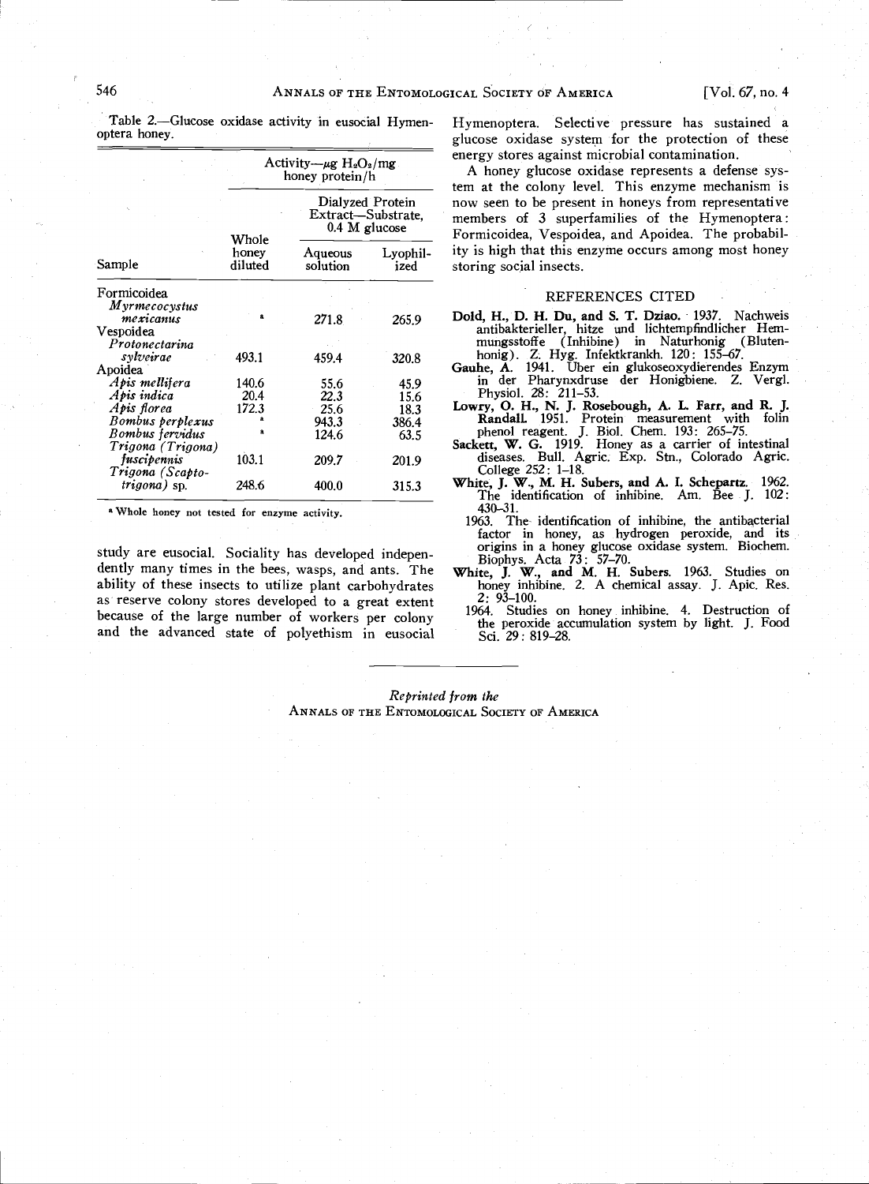Table 2.—Glucose oxidase activity in eusocial Hymenoptera honey.

| Sample | Activity—μg $H_2O_2$/mg honey protein/h | | |
|---|---|---|---|
| | Whole honey diluted | Dialyzed Protein Extract—Substrate, 0.4 M glucose | |
| | | Aqueous solution | Lyophilized |
| Formicoidea | | | |
| *Myrmecocystus mexicanus* | [a] | 271.8 | 265.9 |
| Vespoidea | | | |
| *Protonectarina sylveirae* | 493.1 | 459.4 | 320.8 |
| Apoidea | | | |
| *Apis mellifera* | 140.6 | 55.6 | 45.9 |
| *Apis indica* | 20.4 | 22.3 | 15.6 |
| *Apis florea* | 172.3 | 25.6 | 18.3 |
| *Bombus perplexus* | [a] | 943.3 | 386.4 |
| *Bombus fervidus* | [a] | 124.6 | 63.5 |
| *Trigona (Trigona) fuscipennis* | 103.1 | 209.7 | 201.9 |
| *Trigona (Scaptotrigona)* sp. | 248.6 | 400.0 | 315.3 |

[a] Whole honey not tested for enzyme activity.

study are eusocial. Sociality has developed independently many times in the bees, wasps, and ants. The ability of these insects to utilize plant carbohydrates as reserve colony stores developed to a great extent because of the large number of workers per colony and the advanced state of polyethism in eusocial Hymenoptera. Selective pressure has sustained a glucose oxidase system for the protection of these energy stores against microbial contamination.

A honey glucose oxidase represents a defense system at the colony level. This enzyme mechanism is now seen to be present in honeys from representative members of 3 superfamilies of the Hymenoptera: Formicoidea, Vespoidea, and Apoidea. The probability is high that this enzyme occurs among most honey storing social insects.

## REFERENCES CITED

**Dold, H., D. H. Du, and S. T. Dziao.** 1937. Nachweis antibakterieller, hitze und lichtempfindlicher Hemmungsstoffe (Inhibine) in Naturhonig (Blutenhonig). Z. Hyg. Infektkrankh. 120: 155–67.

**Gauhe, A.** 1941. Über ein glukoseoxydierendes Enzym in der Pharynxdruse der Honigbiene. Z. Vergl. Physiol. 28: 211–53.

**Lowry, O. H., N. J. Rosebough, A. L. Farr, and R. J. Randall.** 1951. Protein measurement with folin phenol reagent. J. Biol. Chem. 193: 265–75.

**Sackett, W. G.** 1919. Honey as a carrier of intestinal diseases. Bull. Agric. Exp. Stn., Colorado Agric. College 252: 1–18.

**White, J. W., M. H. Subers, and A. I. Schepartz.** 1962. The identification of inhibine. Am. Bee J. 102: 430–31.

1963. The identification of inhibine, the antibacterial factor in honey, as hydrogen peroxide, and its origins in a honey glucose oxidase system. Biochem. Biophys. Acta 73: 57–70.

**White, J. W., and M. H. Subers.** 1963. Studies on honey inhibine. 2. A chemical assay. J. Apic. Res. 2: 93–100.

1964. Studies on honey inhibine. 4. Destruction of the peroxide accumulation system by light. J. Food Sci. 29: 819–28.

*Reprinted from the*
ANNALS OF THE ENTOMOLOGICAL SOCIETY OF AMERICA